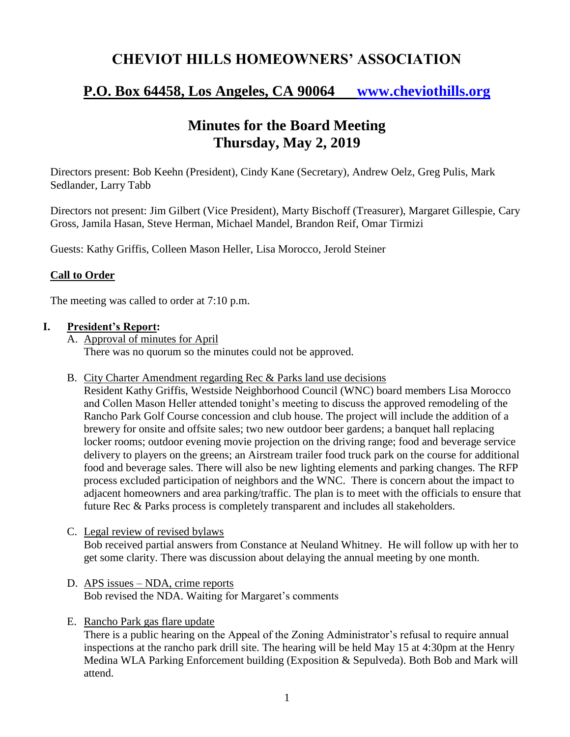# CHEVIOT HILLS HOMEOWNERS' ASSOCIATION

## P.O. Box 64458, Los Angeles, CA 90064 www.cheviothills.org

## Minutes for the Board Meeting
## Thursday, May 2, 2019

Directors present: Bob Keehn (President), Cindy Kane (Secretary), Andrew Oelz, Greg Pulis, Mark Sedlander, Larry Tabb

Directors not present: Jim Gilbert (Vice President), Marty Bischoff (Treasurer), Margaret Gillespie, Cary Gross, Jamila Hasan, Steve Herman, Michael Mandel, Brandon Reif, Omar Tirmizi

Guests: Kathy Griffis, Colleen Mason Heller, Lisa Morocco, Jerold Steiner

### Call to Order

The meeting was called to order at 7:10 p.m.

### I. President's Report:

A. Approval of minutes for April

There was no quorum so the minutes could not be approved.

B. City Charter Amendment regarding Rec & Parks land use decisions

Resident Kathy Griffis, Westside Neighborhood Council (WNC) board members Lisa Morocco and Collen Mason Heller attended tonight's meeting to discuss the approved remodeling of the Rancho Park Golf Course concession and club house. The project will include the addition of a brewery for onsite and offsite sales; two new outdoor beer gardens; a banquet hall replacing locker rooms; outdoor evening movie projection on the driving range; food and beverage service delivery to players on the greens; an Airstream trailer food truck park on the course for additional food and beverage sales. There will also be new lighting elements and parking changes. The RFP process excluded participation of neighbors and the WNC. There is concern about the impact to adjacent homeowners and area parking/traffic. The plan is to meet with the officials to ensure that future Rec & Parks process is completely transparent and includes all stakeholders.

C. Legal review of revised bylaws

Bob received partial answers from Constance at Neuland Whitney. He will follow up with her to get some clarity. There was discussion about delaying the annual meeting by one month.

D. APS issues – NDA, crime reports

Bob revised the NDA. Waiting for Margaret's comments

E. Rancho Park gas flare update

There is a public hearing on the Appeal of the Zoning Administrator's refusal to require annual inspections at the rancho park drill site. The hearing will be held May 15 at 4:30pm at the Henry Medina WLA Parking Enforcement building (Exposition & Sepulveda). Both Bob and Mark will attend.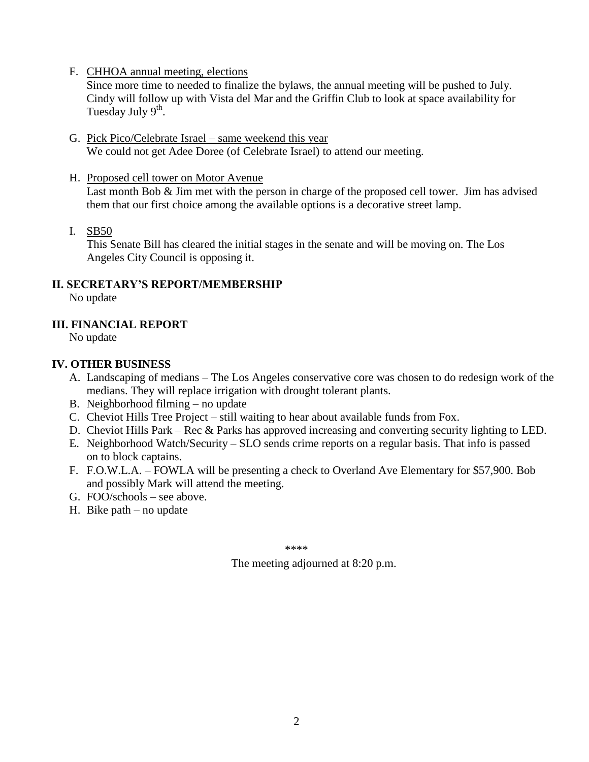F. <u>CHHOA annual meeting, elections</u>
   Since more time to needed to finalize the bylaws, the annual meeting will be pushed to July. Cindy will follow up with Vista del Mar and the Griffin Club to look at space availability for Tuesday July 9th.

G. <u>Pick Pico/Celebrate Israel – same weekend this year</u>
   We could not get Adee Doree (of Celebrate Israel) to attend our meeting.

H. <u>Proposed cell tower on Motor Avenue</u>
   Last month Bob & Jim met with the person in charge of the proposed cell tower. Jim has advised them that our first choice among the available options is a decorative street lamp.

I. <u>SB50</u>
   This Senate Bill has cleared the initial stages in the senate and will be moving on. The Los Angeles City Council is opposing it.

## II. SECRETARY'S REPORT/MEMBERSHIP

No update

## III. FINANCIAL REPORT

No update

## IV. OTHER BUSINESS

A. Landscaping of medians – The Los Angeles conservative core was chosen to do redesign work of the medians. They will replace irrigation with drought tolerant plants.
B. Neighborhood filming – no update
C. Cheviot Hills Tree Project – still waiting to hear about available funds from Fox.
D. Cheviot Hills Park – Rec & Parks has approved increasing and converting security lighting to LED.
E. Neighborhood Watch/Security – SLO sends crime reports on a regular basis. That info is passed on to block captains.
F. F.O.W.L.A. – FOWLA will be presenting a check to Overland Ave Elementary for $57,900. Bob and possibly Mark will attend the meeting.
G. FOO/schools – see above.
H. Bike path – no update

****

The meeting adjourned at 8:20 p.m.